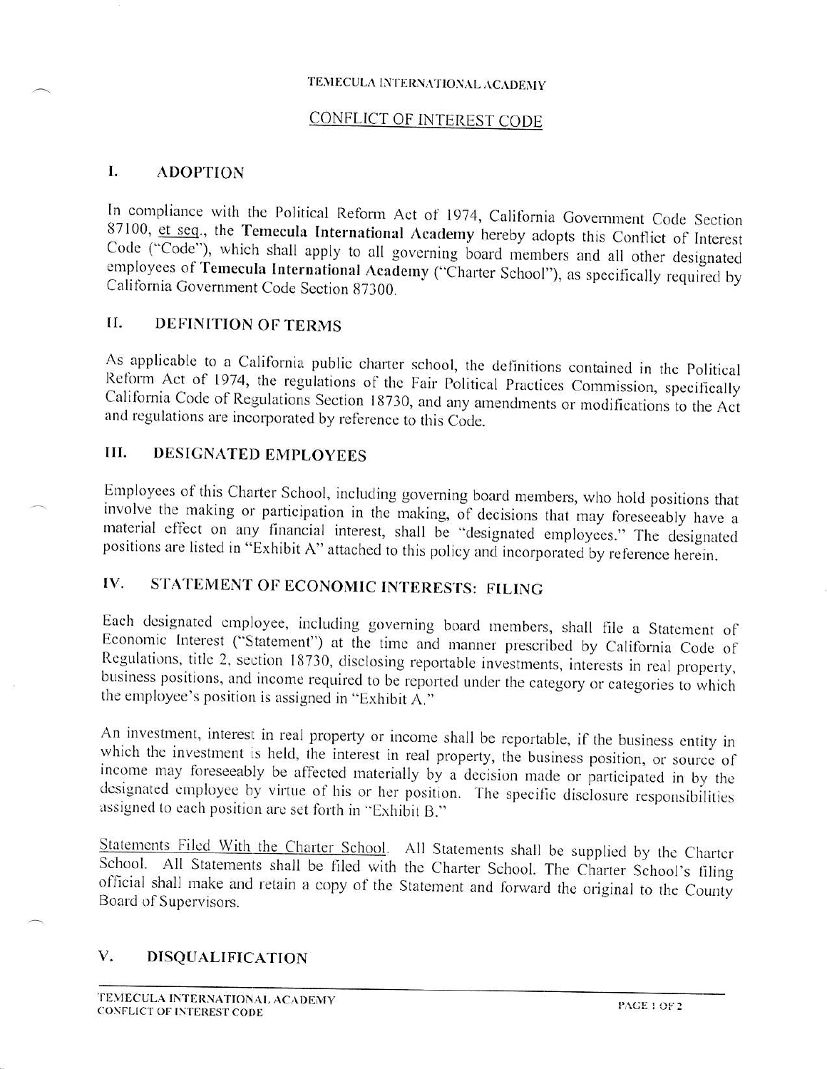TEMECULA INTERNATIONAL ACADEMY

# CONFLICT OF INTEREST CODE

## I. ADOPTION

In compliance with the Political Reform Act of 1974, California Government Code Section 87100, et seq., the **Temecula International Academy** hereby adopts this Conflict of Interest Code ("Code"), which shall apply to all governing board members and all other designated employees of **Temecula International Academy** ("Charter School"), as specifically required by California Government Code Section 87300.

## II. DEFINITION OF TERMS

As applicable to a California public charter school, the definitions contained in the Political Reform Act of 1974, the regulations of the Fair Political Practices Commission, specifically California Code of Regulations Section 18730, and any amendments or modifications to the Act and regulations are incorporated by reference to this Code.

## III. DESIGNATED EMPLOYEES

Employees of this Charter School, including governing board members, who hold positions that involve the making or participation in the making, of decisions that may foreseeably have a material effect on any financial interest, shall be "designated employees." The designated positions are listed in "Exhibit A" attached to this policy and incorporated by reference herein.

## IV. STATEMENT OF ECONOMIC INTERESTS: FILING

Each designated employee, including governing board members, shall file a Statement of Economic Interest ("Statement") at the time and manner prescribed by California Code of Regulations, title 2, section 18730, disclosing reportable investments, interests in real property, business positions, and income required to be reported under the category or categories to which the employee's position is assigned in "Exhibit A."

An investment, interest in real property or income shall be reportable, if the business entity in which the investment is held, the interest in real property, the business position, or source of income may foreseeably be affected materially by a decision made or participated in by the designated employee by virtue of his or her position. The specific disclosure responsibilities assigned to each position are set forth in "Exhibit B."

Statements Filed With the Charter School. All Statements shall be supplied by the Charter School. All Statements shall be filed with the Charter School. The Charter School's filing official shall make and retain a copy of the Statement and forward the original to the County Board of Supervisors.

## V. DISQUALIFICATION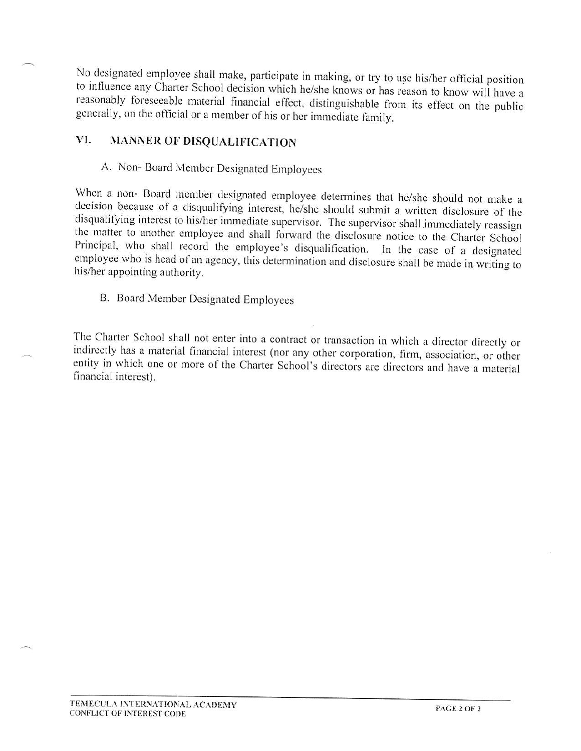No designated employee shall make, participate in making, or try to use his/her official position to influence any Charter School decision which he/she knows or has reason to know will have a reasonably foreseeable material financial effect, distinguishable from its effect on the public generally, on the official or a member of his or her immediate family.

## VI. MANNER OF DISQUALIFICATION

### A. Non- Board Member Designated Employees

When a non- Board member designated employee determines that he/she should not make a decision because of a disqualifying interest, he/she should submit a written disclosure of the disqualifying interest to his/her immediate supervisor. The supervisor shall immediately reassign the matter to another employee and shall forward the disclosure notice to the Charter School Principal, who shall record the employee's disqualification. In the case of a designated employee who is head of an agency, this determination and disclosure shall be made in writing to his/her appointing authority.

### B. Board Member Designated Employees

The Charter School shall not enter into a contract or transaction in which a director directly or indirectly has a material financial interest (nor any other corporation, firm, association, or other entity in which one or more of the Charter School's directors are directors and have a material financial interest).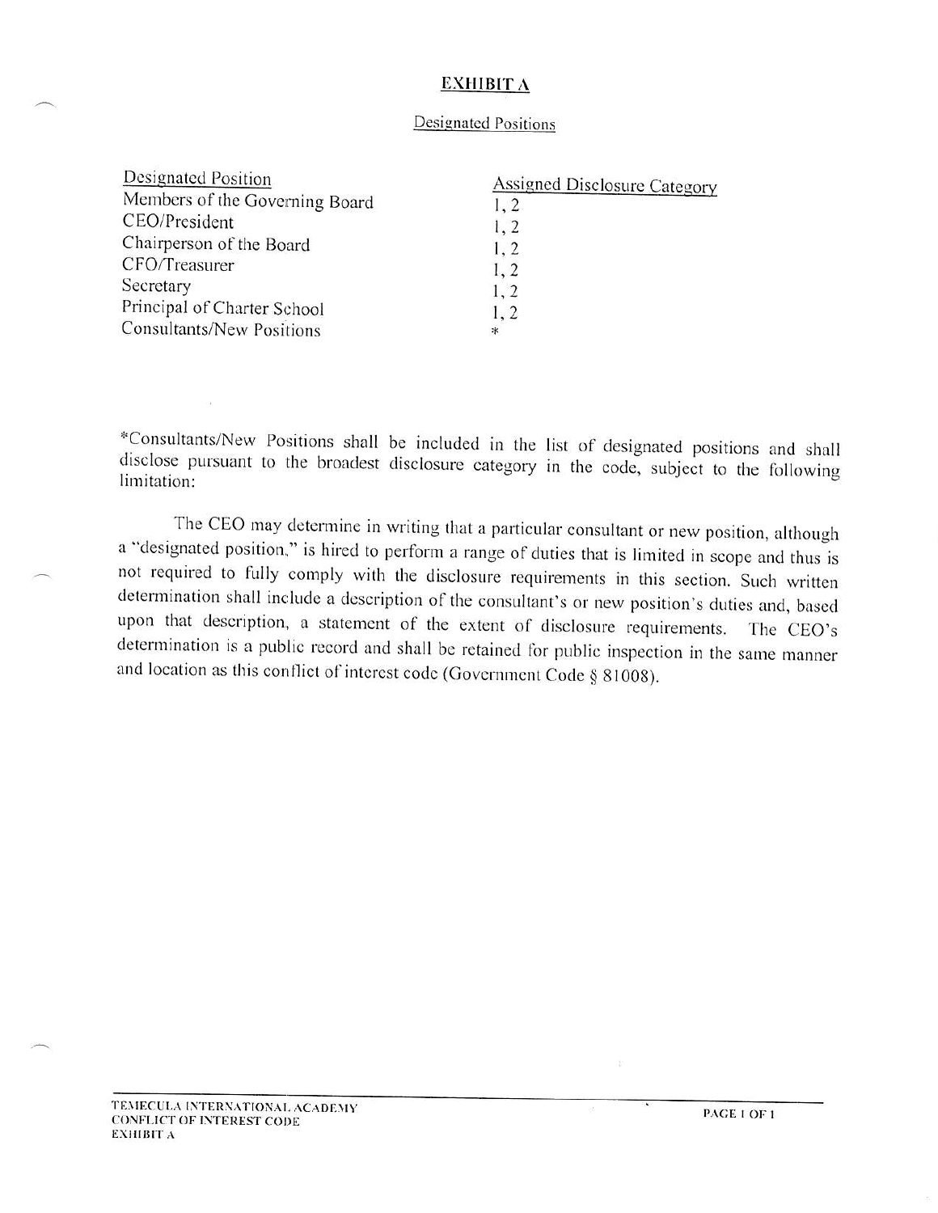## EXHIBIT A

### Designated Positions

| Designated Position | Assigned Disclosure Category |
|---|---|
| Members of the Governing Board | 1, 2 |
| CEO/President | 1, 2 |
| Chairperson of the Board | 1, 2 |
| CFO/Treasurer | 1, 2 |
| Secretary | 1, 2 |
| Principal of Charter School | 1, 2 |
| Consultants/New Positions | * |

*Consultants/New Positions shall be included in the list of designated positions and shall disclose pursuant to the broadest disclosure category in the code, subject to the following limitation:

The CEO may determine in writing that a particular consultant or new position, although a "designated position," is hired to perform a range of duties that is limited in scope and thus is not required to fully comply with the disclosure requirements in this section. Such written determination shall include a description of the consultant's or new position's duties and, based upon that description, a statement of the extent of disclosure requirements. The CEO's determination is a public record and shall be retained for public inspection in the same manner and location as this conflict of interest code (Government Code § 81008).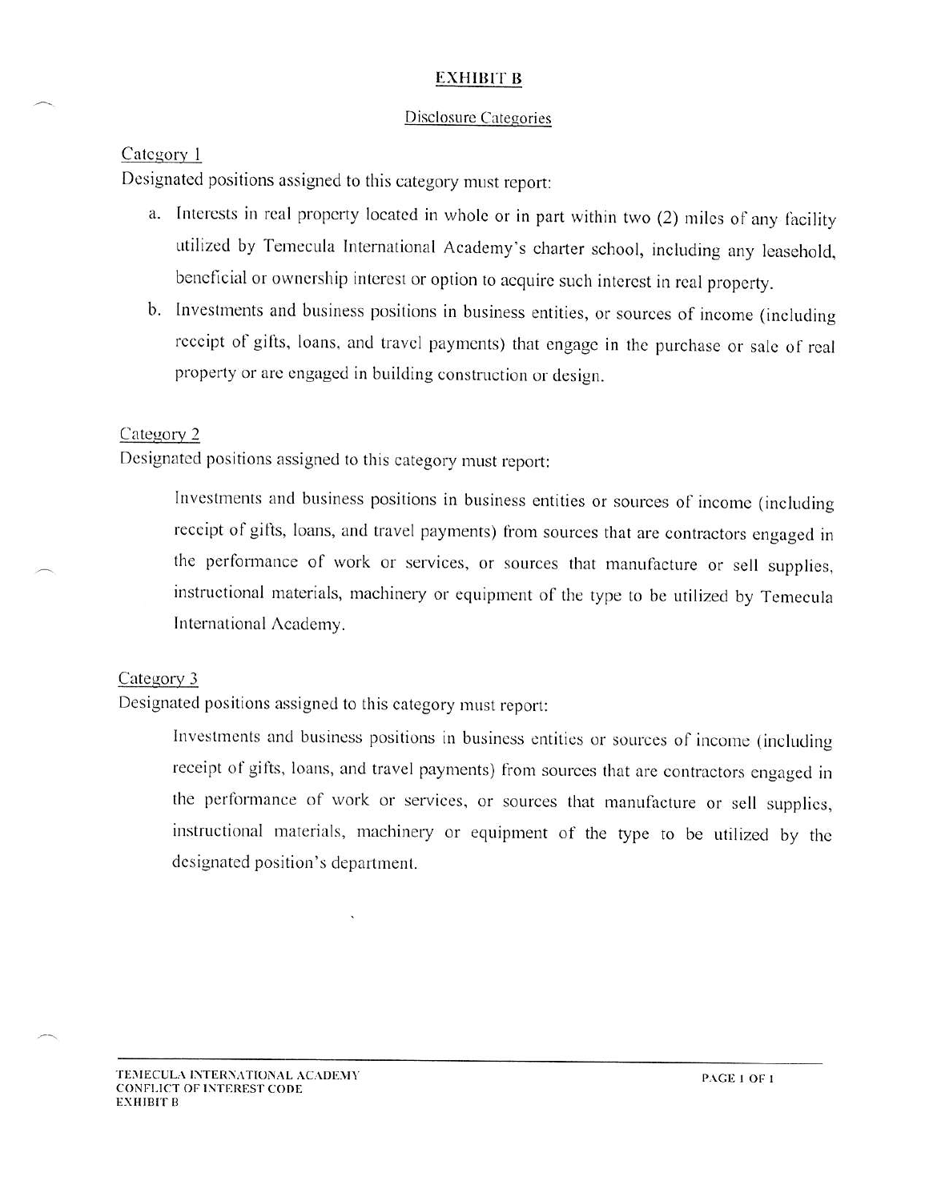# EXHIBIT B

## Disclosure Categories

### Category 1

Designated positions assigned to this category must report:

a. Interests in real property located in whole or in part within two (2) miles of any facility utilized by Temecula International Academy's charter school, including any leasehold, beneficial or ownership interest or option to acquire such interest in real property.

b. Investments and business positions in business entities, or sources of income (including receipt of gifts, loans, and travel payments) that engage in the purchase or sale of real property or are engaged in building construction or design.

### Category 2

Designated positions assigned to this category must report:

Investments and business positions in business entities or sources of income (including receipt of gifts, loans, and travel payments) from sources that are contractors engaged in the performance of work or services, or sources that manufacture or sell supplies, instructional materials, machinery or equipment of the type to be utilized by Temecula International Academy.

### Category 3

Designated positions assigned to this category must report:

Investments and business positions in business entities or sources of income (including receipt of gifts, loans, and travel payments) from sources that are contractors engaged in the performance of work or services, or sources that manufacture or sell supplies, instructional materials, machinery or equipment of the type to be utilized by the designated position's department.